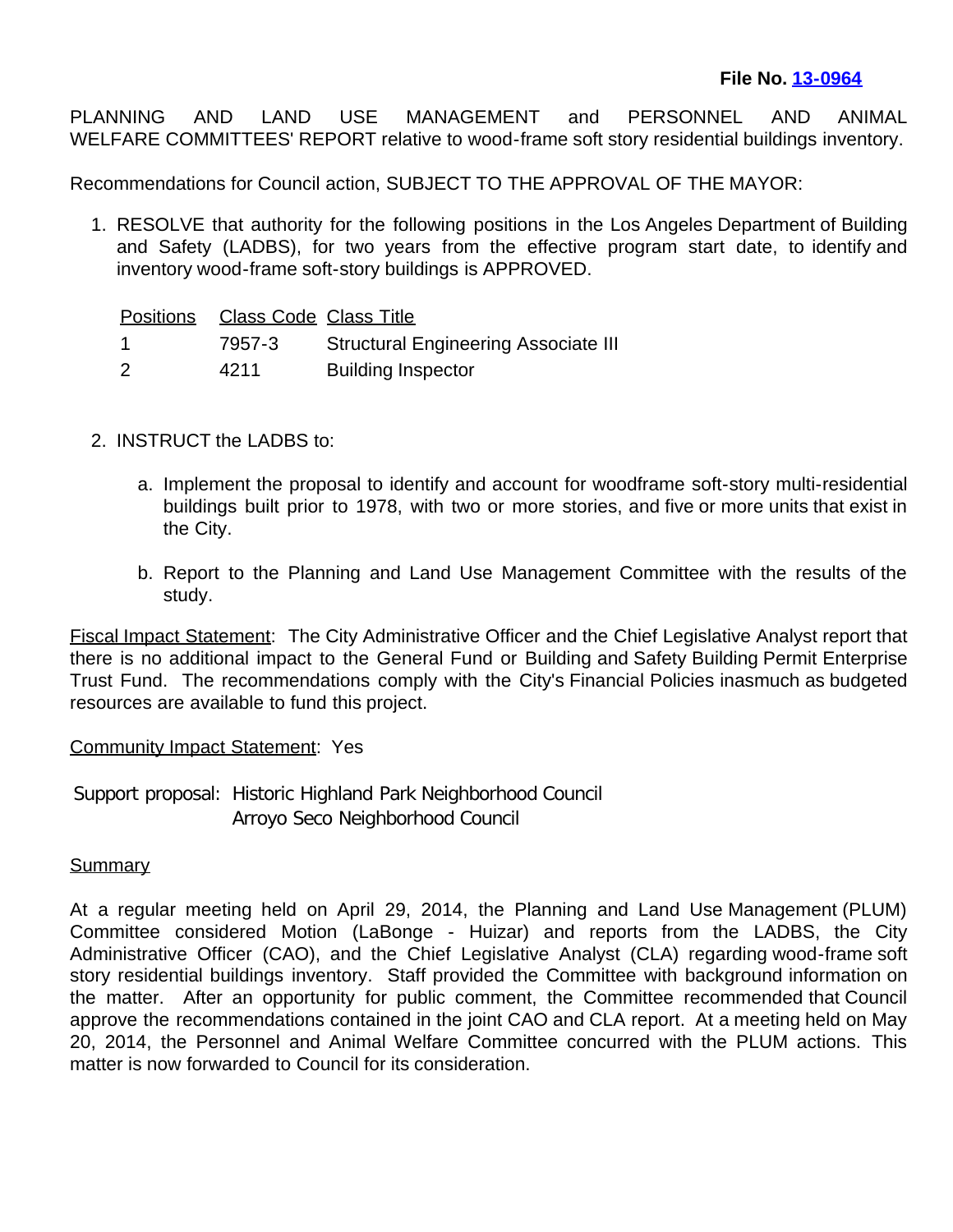**File No. 13-0964**

PLANNING AND LAND USE MANAGEMENT and PERSONNEL AND ANIMAL WELFARE COMMITTEES' REPORT relative to wood-frame soft story residential buildings inventory.

Recommendations for Council action, SUBJECT TO THE APPROVAL OF THE MAYOR:

1. RESOLVE that authority for the following positions in the Los Angeles Department of Building and Safety (LADBS), for two years from the effective program start date, to identify and inventory wood-frame soft-story buildings is APPROVED.

| Positions | Class Code | Class Title |
|---|---|---|
| 1 | 7957-3 | Structural Engineering Associate III |
| 2 | 4211 | Building Inspector |

2. INSTRUCT the LADBS to:

   a. Implement the proposal to identify and account for woodframe soft-story multi-residential buildings built prior to 1978, with two or more stories, and five or more units that exist in the City.

   b. Report to the Planning and Land Use Management Committee with the results of the study.

Fiscal Impact Statement: The City Administrative Officer and the Chief Legislative Analyst report that there is no additional impact to the General Fund or Building and Safety Building Permit Enterprise Trust Fund. The recommendations comply with the City's Financial Policies inasmuch as budgeted resources are available to fund this project.

Community Impact Statement: Yes

Support proposal: Historic Highland Park Neighborhood Council
Arroyo Seco Neighborhood Council

Summary

At a regular meeting held on April 29, 2014, the Planning and Land Use Management (PLUM) Committee considered Motion (LaBonge - Huizar) and reports from the LADBS, the City Administrative Officer (CAO), and the Chief Legislative Analyst (CLA) regarding wood-frame soft story residential buildings inventory. Staff provided the Committee with background information on the matter. After an opportunity for public comment, the Committee recommended that Council approve the recommendations contained in the joint CAO and CLA report. At a meeting held on May 20, 2014, the Personnel and Animal Welfare Committee concurred with the PLUM actions. This matter is now forwarded to Council for its consideration.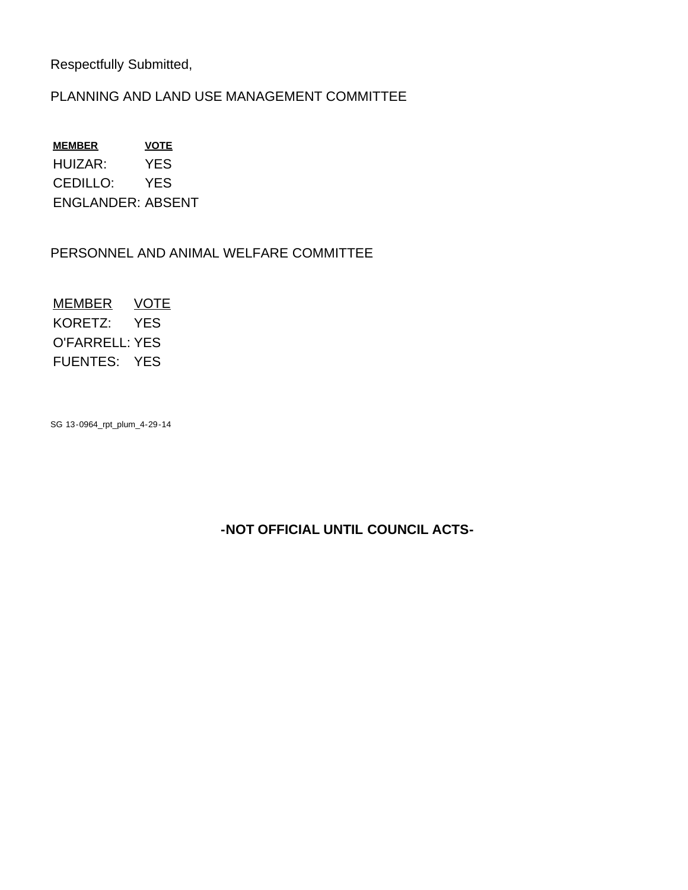Respectfully Submitted,

PLANNING AND LAND USE MANAGEMENT COMMITTEE

| MEMBER | VOTE |
| --- | --- |
| HUIZAR: | YES |
| CEDILLO: | YES |
| ENGLANDER: | ABSENT |

PERSONNEL AND ANIMAL WELFARE COMMITTEE

| MEMBER | VOTE |
| --- | --- |
| KORETZ: | YES |
| O'FARRELL: | YES |
| FUENTES: | YES |

SG 13-0964_rpt_plum_4-29-14

**-NOT OFFICIAL UNTIL COUNCIL ACTS-**